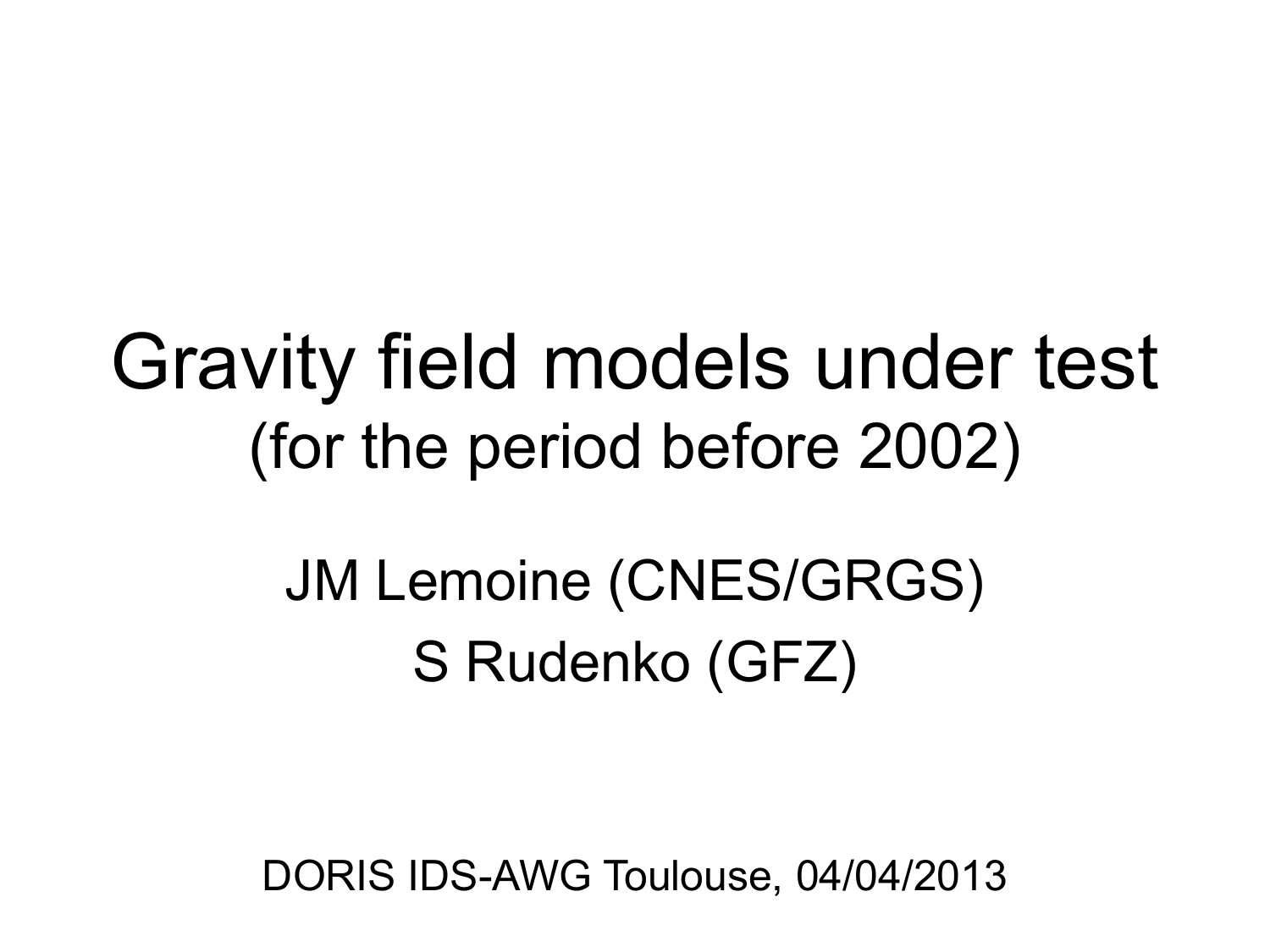# Gravity field models under test

(for the period before 2002)

JM Lemoine (CNES/GRGS)

S Rudenko (GFZ)

DORIS IDS-AWG Toulouse, 04/04/2013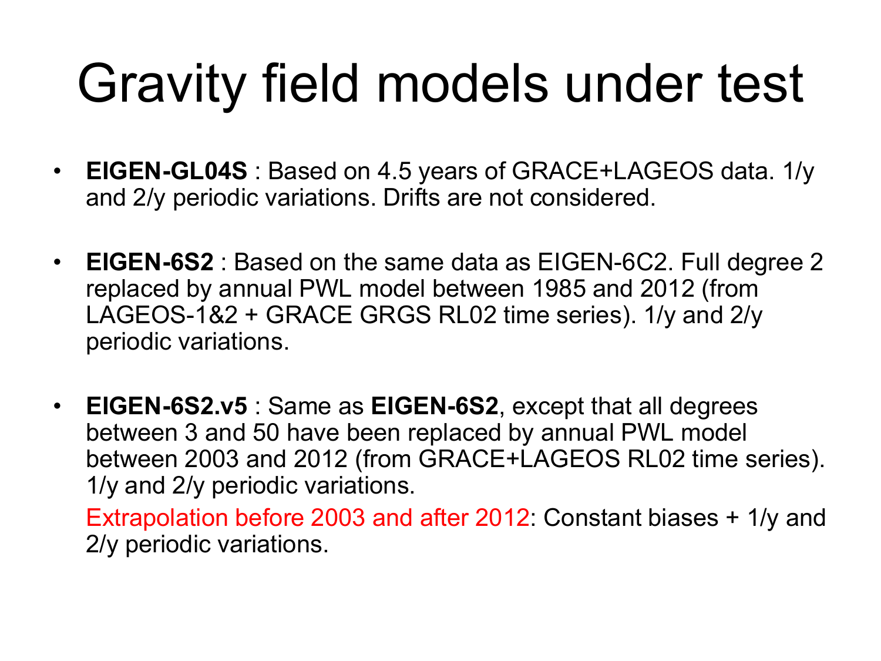# Gravity field models under test

- **EIGEN-GL04S** : Based on 4.5 years of GRACE+LAGEOS data. 1/y and 2/y periodic variations. Drifts are not considered.

- **EIGEN-6S2** : Based on the same data as EIGEN-6C2. Full degree 2 replaced by annual PWL model between 1985 and 2012 (from LAGEOS-1&2 + GRACE GRGS RL02 time series). 1/y and 2/y periodic variations.

- **EIGEN-6S2.v5** : Same as **EIGEN-6S2**, except that all degrees between 3 and 50 have been replaced by annual PWL model between 2003 and 2012 (from GRACE+LAGEOS RL02 time series). 1/y and 2/y periodic variations.

  Extrapolation before 2003 and after 2012: Constant biases + 1/y and 2/y periodic variations.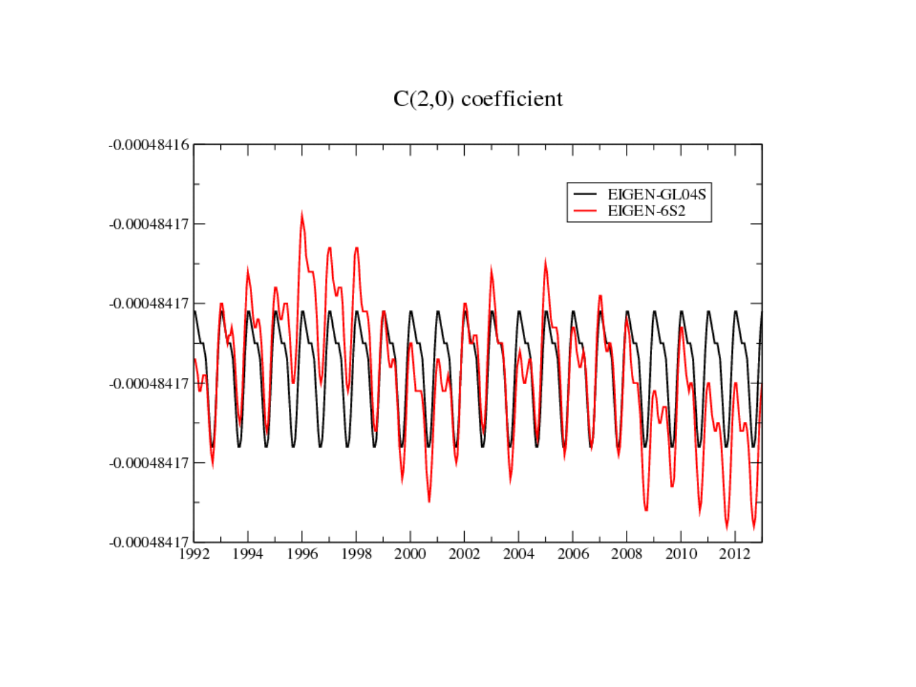C(2,0) coefficient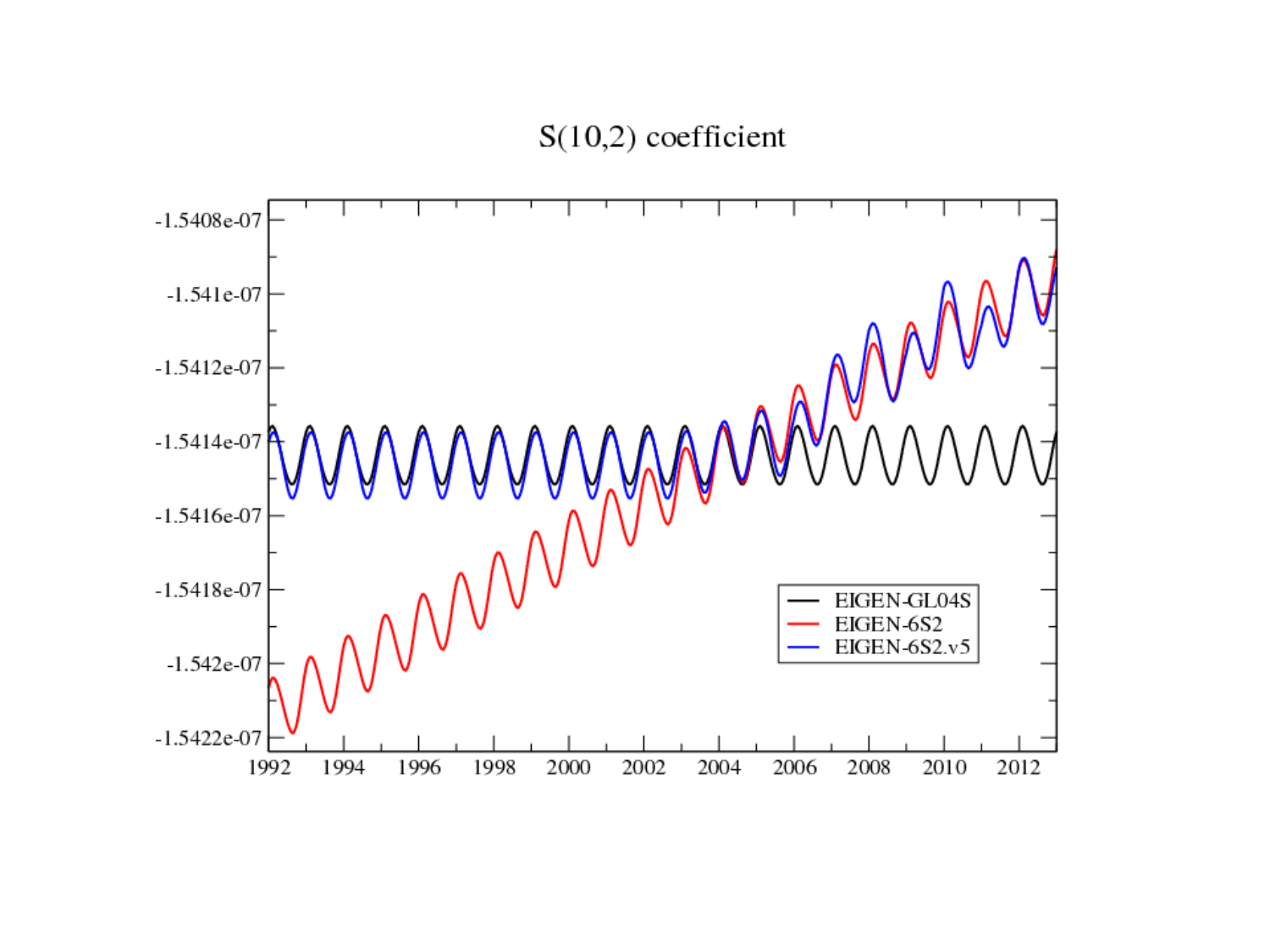S(10,2) coefficient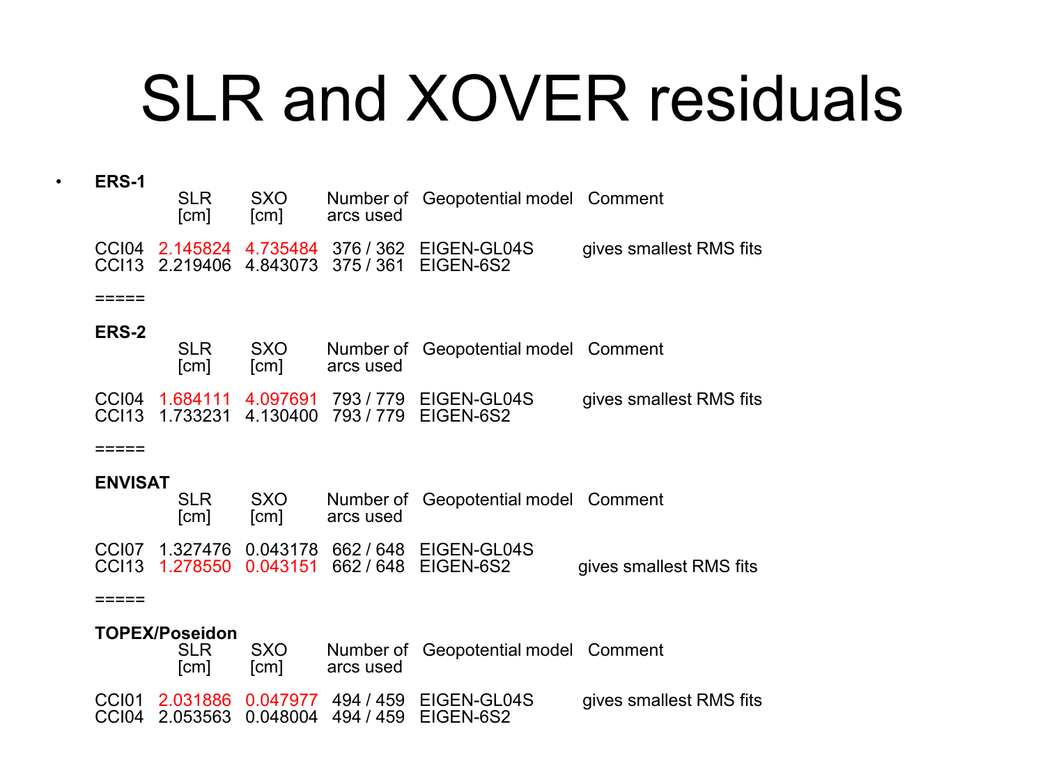# SLR and XOVER residuals

- **ERS-1**

| | SLR [cm] | SXO [cm] | Number of arcs used | Geopotential model | Comment |
|---|---|---|---|---|---|
| CCI04 | 2.145824 | 4.735484 | 376 / 362 | EIGEN-GL04S | gives smallest RMS fits |
| CCI13 | 2.219406 | 4.843073 | 375 / 361 | EIGEN-6S2 | |

=====

**ERS-2**

| | SLR [cm] | SXO [cm] | Number of arcs used | Geopotential model | Comment |
|---|---|---|---|---|---|
| CCI04 | 1.684111 | 4.097691 | 793 / 779 | EIGEN-GL04S | gives smallest RMS fits |
| CCI13 | 1.733231 | 4.130400 | 793 / 779 | EIGEN-6S2 | |

=====

**ENVISAT**

| | SLR [cm] | SXO [cm] | Number of arcs used | Geopotential model | Comment |
|---|---|---|---|---|---|
| CCI07 | 1.327476 | 0.043178 | 662 / 648 | EIGEN-GL04S | |
| CCI13 | 1.278550 | 0.043151 | 662 / 648 | EIGEN-6S2 | gives smallest RMS fits |

=====

**TOPEX/Poseidon**

| | SLR [cm] | SXO [cm] | Number of arcs used | Geopotential model | Comment |
|---|---|---|---|---|---|
| CCI01 | 2.031886 | 0.047977 | 494 / 459 | EIGEN-GL04S | gives smallest RMS fits |
| CCI04 | 2.053563 | 0.048004 | 494 / 459 | EIGEN-6S2 | |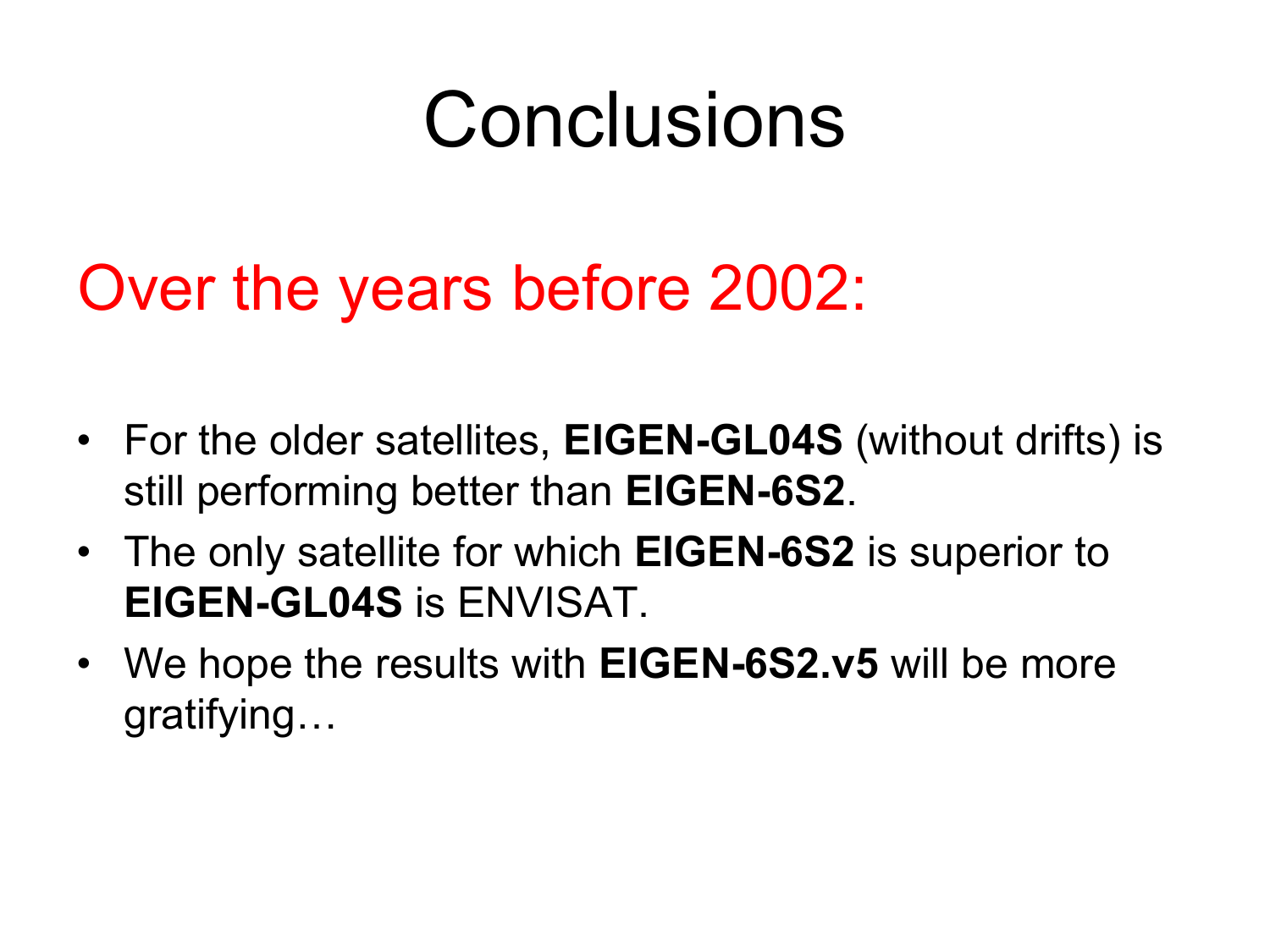# Conclusions

## Over the years before 2002:

- For the older satellites, **EIGEN-GL04S** (without drifts) is still performing better than **EIGEN-6S2**.
- The only satellite for which **EIGEN-6S2** is superior to **EIGEN-GL04S** is ENVISAT.
- We hope the results with **EIGEN-6S2.v5** will be more gratifying…